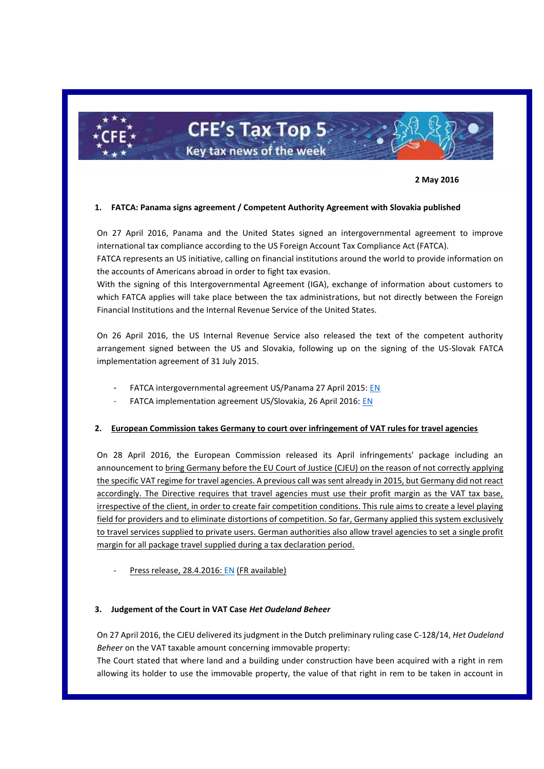# CFE's Tax Top 5

Key tax news of the week

**2 May 2016**

## 1. FATCA: Panama signs agreement / Competent Authority Agreement with Slovakia published

On 27 April 2016, Panama and the United States signed an intergovernmental agreement to improve international tax compliance according to the US Foreign Account Tax Compliance Act (FATCA).
FATCA represents an US initiative, calling on financial institutions around the world to provide information on the accounts of Americans abroad in order to fight tax evasion.
With the signing of this Intergovernmental Agreement (IGA), exchange of information about customers to which FATCA applies will take place between the tax administrations, but not directly between the Foreign Financial Institutions and the Internal Revenue Service of the United States.

On 26 April 2016, the US Internal Revenue Service also released the text of the competent authority arrangement signed between the US and Slovakia, following up on the signing of the US-Slovak FATCA implementation agreement of 31 July 2015.

- FATCA intergovernmental agreement US/Panama 27 April 2015: EN
- FATCA implementation agreement US/Slovakia, 26 April 2016: EN

## 2. European Commission takes Germany to court over infringement of VAT rules for travel agencies

On 28 April 2016, the European Commission released its April infringements' package including an announcement to bring Germany before the EU Court of Justice (CJEU) on the reason of not correctly applying the specific VAT regime for travel agencies. A previous call was sent already in 2015, but Germany did not react accordingly. The Directive requires that travel agencies must use their profit margin as the VAT tax base, irrespective of the client, in order to create fair competition conditions. This rule aims to create a level playing field for providers and to eliminate distortions of competition. So far, Germany applied this system exclusively to travel services supplied to private users. German authorities also allow travel agencies to set a single profit margin for all package travel supplied during a tax declaration period.

- Press release, 28.4.2016: EN (FR available)

## 3. Judgement of the Court in VAT Case *Het Oudeland Beheer*

On 27 April 2016, the CJEU delivered its judgment in the Dutch preliminary ruling case C-128/14, *Het Oudeland Beheer* on the VAT taxable amount concerning immovable property:
The Court stated that where land and a building under construction have been acquired with a right in rem allowing its holder to use the immovable property, the value of that right in rem to be taken in account in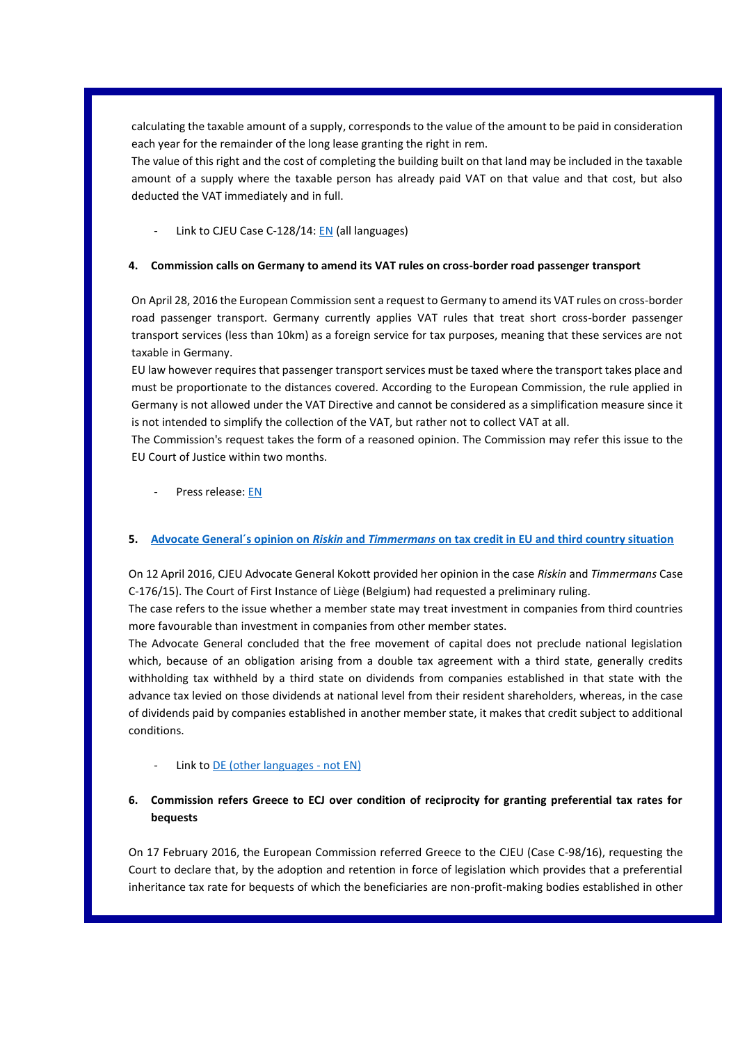calculating the taxable amount of a supply, corresponds to the value of the amount to be paid in consideration each year for the remainder of the long lease granting the right in rem.

The value of this right and the cost of completing the building built on that land may be included in the taxable amount of a supply where the taxable person has already paid VAT on that value and that cost, but also deducted the VAT immediately and in full.

- Link to CJEU Case C-128/14: EN (all languages)

**4. Commission calls on Germany to amend its VAT rules on cross-border road passenger transport**

On April 28, 2016 the European Commission sent a request to Germany to amend its VAT rules on cross-border road passenger transport. Germany currently applies VAT rules that treat short cross-border passenger transport services (less than 10km) as a foreign service for tax purposes, meaning that these services are not taxable in Germany.

EU law however requires that passenger transport services must be taxed where the transport takes place and must be proportionate to the distances covered. According to the European Commission, the rule applied in Germany is not allowed under the VAT Directive and cannot be considered as a simplification measure since it is not intended to simplify the collection of the VAT, but rather not to collect VAT at all.

The Commission's request takes the form of a reasoned opinion. The Commission may refer this issue to the EU Court of Justice within two months.

- Press release: EN

**5. Advocate General´s opinion on *Riskin* and *Timmermans* on tax credit in EU and third country situation**

On 12 April 2016, CJEU Advocate General Kokott provided her opinion in the case *Riskin* and *Timmermans* Case C-176/15). The Court of First Instance of Liège (Belgium) had requested a preliminary ruling.

The case refers to the issue whether a member state may treat investment in companies from third countries more favourable than investment in companies from other member states.

The Advocate General concluded that the free movement of capital does not preclude national legislation which, because of an obligation arising from a double tax agreement with a third state, generally credits withholding tax withheld by a third state on dividends from companies established in that state with the advance tax levied on those dividends at national level from their resident shareholders, whereas, in the case of dividends paid by companies established in another member state, it makes that credit subject to additional conditions.

- Link to DE (other languages - not EN)

**6. Commission refers Greece to ECJ over condition of reciprocity for granting preferential tax rates for bequests**

On 17 February 2016, the European Commission referred Greece to the CJEU (Case C-98/16), requesting the Court to declare that, by the adoption and retention in force of legislation which provides that a preferential inheritance tax rate for bequests of which the beneficiaries are non-profit-making bodies established in other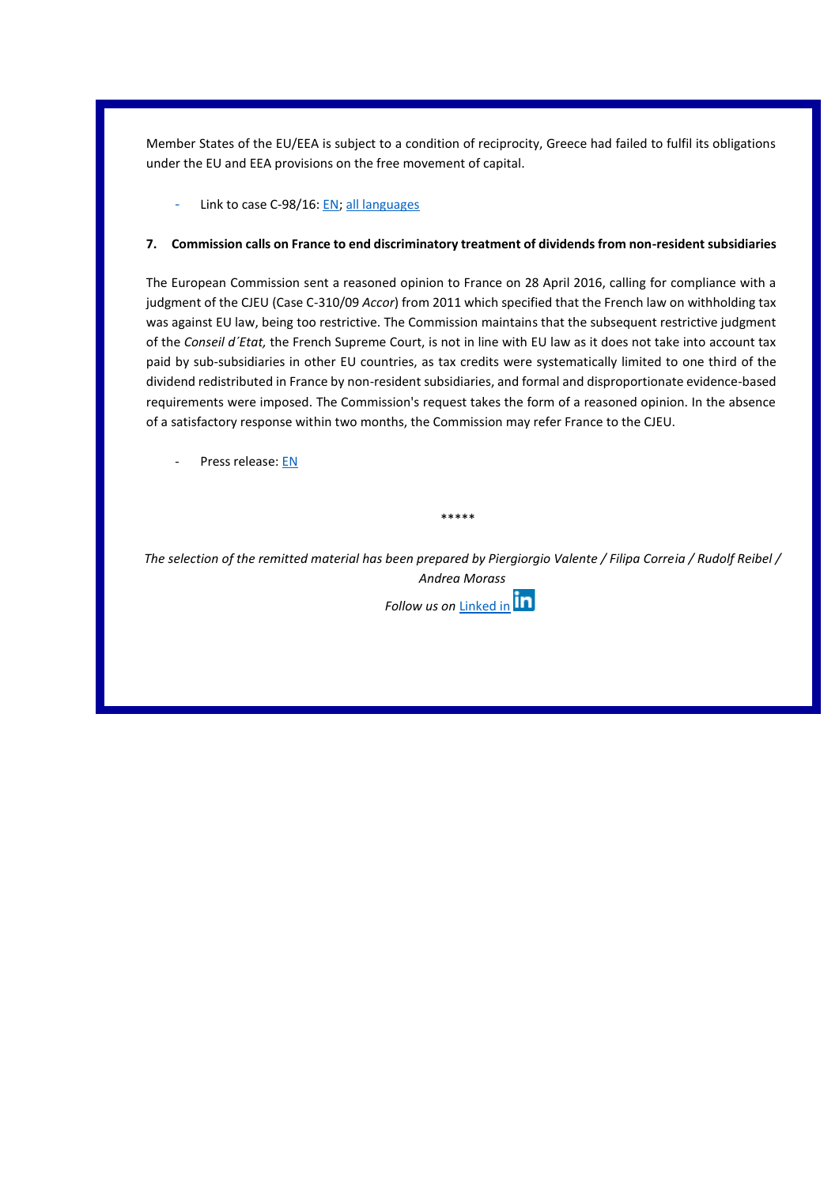Member States of the EU/EEA is subject to a condition of reciprocity, Greece had failed to fulfil its obligations under the EU and EEA provisions on the free movement of capital.

- Link to case C-98/16: EN; all languages

**7. Commission calls on France to end discriminatory treatment of dividends from non-resident subsidiaries**

The European Commission sent a reasoned opinion to France on 28 April 2016, calling for compliance with a judgment of the CJEU (Case C-310/09 *Accor*) from 2011 which specified that the French law on withholding tax was against EU law, being too restrictive. The Commission maintains that the subsequent restrictive judgment of the *Conseil d´Etat,* the French Supreme Court, is not in line with EU law as it does not take into account tax paid by sub-subsidiaries in other EU countries, as tax credits were systematically limited to one third of the dividend redistributed in France by non-resident subsidiaries, and formal and disproportionate evidence-based requirements were imposed. The Commission's request takes the form of a reasoned opinion. In the absence of a satisfactory response within two months, the Commission may refer France to the CJEU.

- Press release: EN

*****

*The selection of the remitted material has been prepared by Piergiorgio Valente / Filipa Correia / Rudolf Reibel / Andrea Morass*

*Follow us on* Linked in